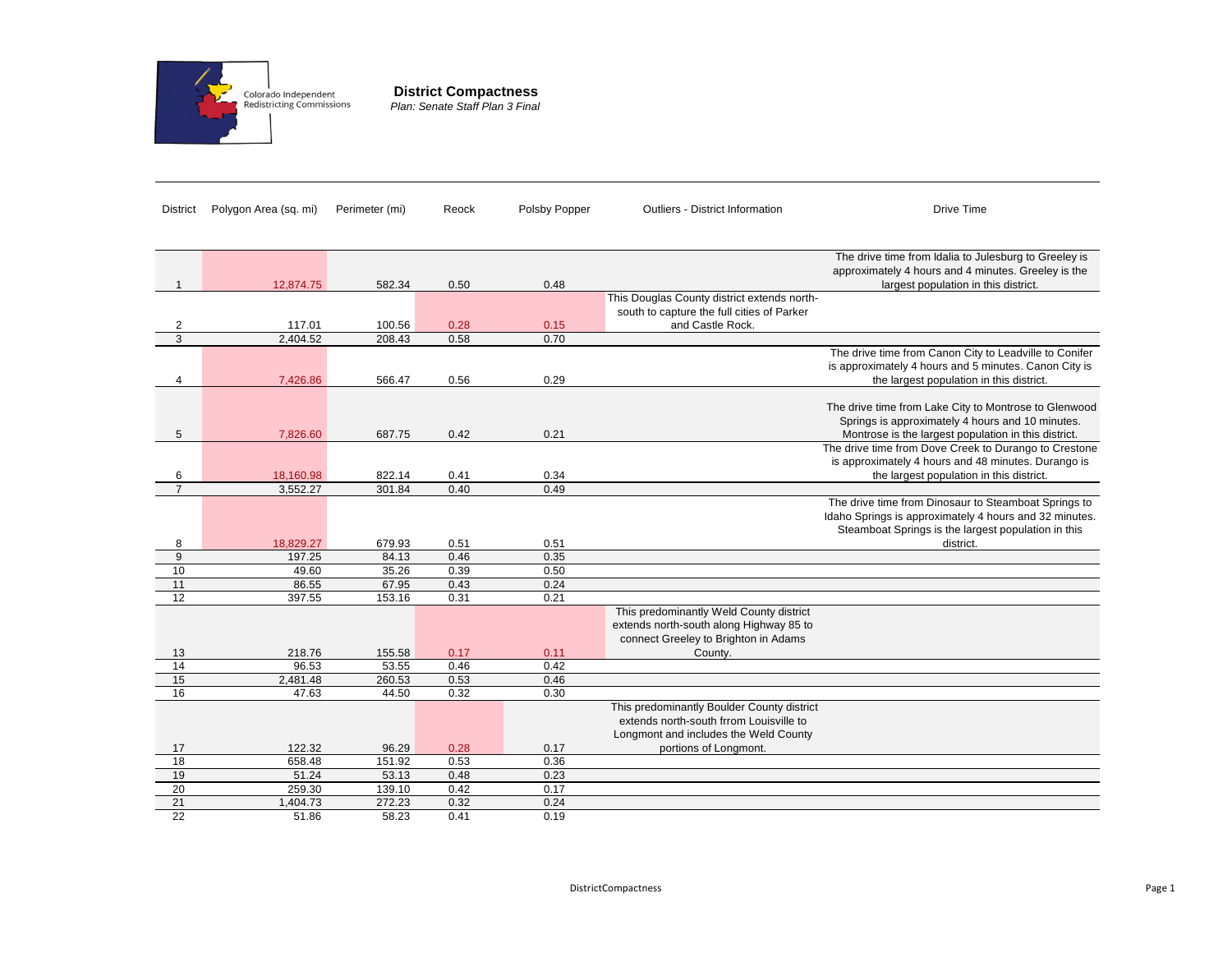Colorado Independent Redistricting Commissions

# District Compactness

*Plan: Senate Staff Plan 3 Final*

| District | Polygon Area (sq. mi) | Perimeter (mi) | Reock | Polsby Popper | Outliers - District Information | Drive Time |
|---|---|---|---|---|---|---|
| 1 | 12,874.75 | 582.34 | 0.50 | 0.48 | | The drive time from Idalia to Julesburg to Greeley is approximately 4 hours and 4 minutes. Greeley is the largest population in this district. |
| 2 | 117.01 | 100.56 | 0.28 | 0.15 | This Douglas County district extends north-south to capture the full cities of Parker and Castle Rock. | |
| 3 | 2,404.52 | 208.43 | 0.58 | 0.70 | | |
| 4 | 7,426.86 | 566.47 | 0.56 | 0.29 | | The drive time from Canon City to Leadville to Conifer is approximately 4 hours and 5 minutes. Canon City is the largest population in this district. |
| 5 | 7,826.60 | 687.75 | 0.42 | 0.21 | | The drive time from Lake City to Montrose to Glenwood Springs is approximately 4 hours and 10 minutes. Montrose is the largest population in this district. |
| 6 | 18,160.98 | 822.14 | 0.41 | 0.34 | | The drive time from Dove Creek to Durango to Crestone is approximately 4 hours and 48 minutes. Durango is the largest population in this district. |
| 7 | 3,552.27 | 301.84 | 0.40 | 0.49 | | |
| 8 | 18,829.27 | 679.93 | 0.51 | 0.51 | | The drive time from Dinosaur to Steamboat Springs to Idaho Springs is approximately 4 hours and 32 minutes. Steamboat Springs is the largest population in this district. |
| 9 | 197.25 | 84.13 | 0.46 | 0.35 | | |
| 10 | 49.60 | 35.26 | 0.39 | 0.50 | | |
| 11 | 86.55 | 67.95 | 0.43 | 0.24 | | |
| 12 | 397.55 | 153.16 | 0.31 | 0.21 | | |
| 13 | 218.76 | 155.58 | 0.17 | 0.11 | This predominantly Weld County district extends north-south along Highway 85 to connect Greeley to Brighton in Adams County. | |
| 14 | 96.53 | 53.55 | 0.46 | 0.42 | | |
| 15 | 2,481.48 | 260.53 | 0.53 | 0.46 | | |
| 16 | 47.63 | 44.50 | 0.32 | 0.30 | | |
| 17 | 122.32 | 96.29 | 0.28 | 0.17 | This predominantly Boulder County district extends north-south frrom Louisville to Longmont and includes the Weld County portions of Longmont. | |
| 18 | 658.48 | 151.92 | 0.53 | 0.36 | | |
| 19 | 51.24 | 53.13 | 0.48 | 0.23 | | |
| 20 | 259.30 | 139.10 | 0.42 | 0.17 | | |
| 21 | 1,404.73 | 272.23 | 0.32 | 0.24 | | |
| 22 | 51.86 | 58.23 | 0.41 | 0.19 | | |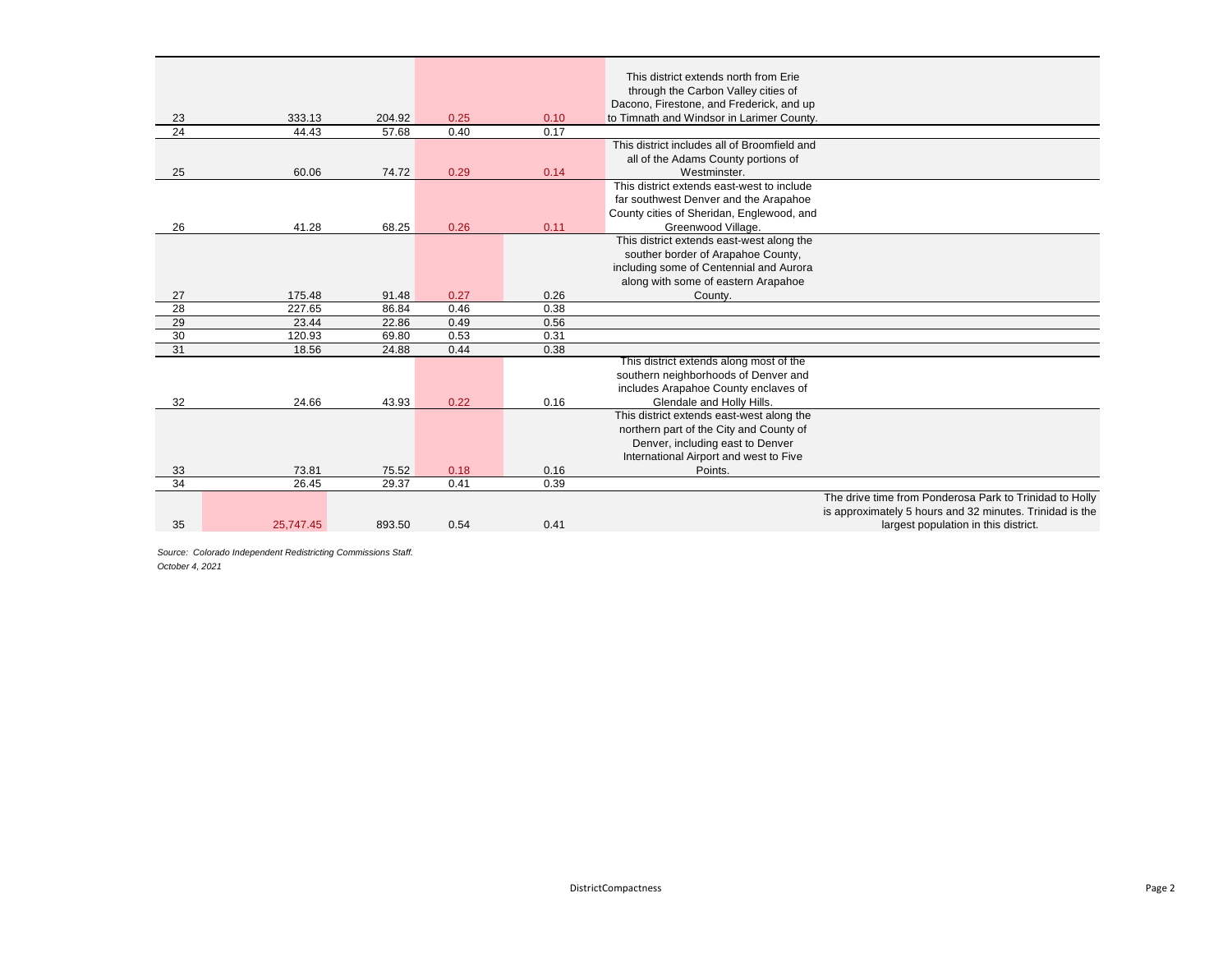| | | | | | | |
|---|---|---|---|---|---|---|
| 23 | 333.13 | 204.92 | 0.25 | 0.10 | This district extends north from Erie through the Carbon Valley cities of Dacono, Firestone, and Frederick, and up to Timnath and Windsor in Larimer County. | |
| 24 | 44.43 | 57.68 | 0.40 | 0.17 | | |
| 25 | 60.06 | 74.72 | 0.29 | 0.14 | This district includes all of Broomfield and all of the Adams County portions of Westminster. | |
| 26 | 41.28 | 68.25 | 0.26 | 0.11 | This district extends east-west to include far southwest Denver and the Arapahoe County cities of Sheridan, Englewood, and Greenwood Village. | |
| 27 | 175.48 | 91.48 | 0.27 | 0.26 | This district extends east-west along the souther border of Arapahoe County, including some of Centennial and Aurora along with some of eastern Arapahoe County. | |
| 28 | 227.65 | 86.84 | 0.46 | 0.38 | | |
| 29 | 23.44 | 22.86 | 0.49 | 0.56 | | |
| 30 | 120.93 | 69.80 | 0.53 | 0.31 | | |
| 31 | 18.56 | 24.88 | 0.44 | 0.38 | | |
| 32 | 24.66 | 43.93 | 0.22 | 0.16 | This district extends along most of the southern neighborhoods of Denver and includes Arapahoe County enclaves of Glendale and Holly Hills. | |
| 33 | 73.81 | 75.52 | 0.18 | 0.16 | This district extends east-west along the northern part of the City and County of Denver, including east to Denver International Airport and west to Five Points. | |
| 34 | 26.45 | 29.37 | 0.41 | 0.39 | | |
| 35 | 25,747.45 | 893.50 | 0.54 | 0.41 | | The drive time from Ponderosa Park to Trinidad to Holly is approximately 5 hours and 32 minutes. Trinidad is the largest population in this district. |

*Source: Colorado Independent Redistricting Commissions Staff.*
*October 4, 2021*